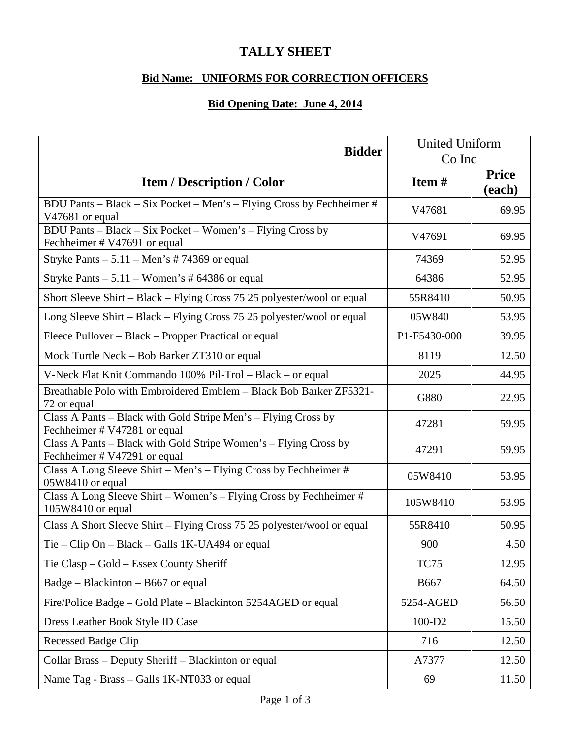# TALLY SHEET

**Bid Name: UNIFORMS FOR CORRECTION OFFICERS**

**Bid Opening Date: June 4, 2014**

| Bidder | United Uniform Co Inc | |
|---|---|---|
| **Item / Description / Color** | **Item #** | **Price (each)** |
| BDU Pants – Black – Six Pocket – Men's – Flying Cross by Fechheimer # V47681 or equal | V47681 | 69.95 |
| BDU Pants – Black – Six Pocket – Women's – Flying Cross by Fechheimer # V47691 or equal | V47691 | 69.95 |
| Stryke Pants – 5.11 – Men's # 74369 or equal | 74369 | 52.95 |
| Stryke Pants – 5.11 – Women's # 64386 or equal | 64386 | 52.95 |
| Short Sleeve Shirt – Black – Flying Cross 75 25 polyester/wool or equal | 55R8410 | 50.95 |
| Long Sleeve Shirt – Black – Flying Cross 75 25 polyester/wool or equal | 05W840 | 53.95 |
| Fleece Pullover – Black – Propper Practical or equal | P1-F5430-000 | 39.95 |
| Mock Turtle Neck – Bob Barker ZT310 or equal | 8119 | 12.50 |
| V-Neck Flat Knit Commando 100% Pil-Trol – Black – or equal | 2025 | 44.95 |
| Breathable Polo with Embroidered Emblem – Black Bob Barker ZF5321-72 or equal | G880 | 22.95 |
| Class A Pants – Black with Gold Stripe Men's – Flying Cross by Fechheimer # V47281 or equal | 47281 | 59.95 |
| Class A Pants – Black with Gold Stripe Women's – Flying Cross by Fechheimer # V47291 or equal | 47291 | 59.95 |
| Class A Long Sleeve Shirt – Men's – Flying Cross by Fechheimer # 05W8410 or equal | 05W8410 | 53.95 |
| Class A Long Sleeve Shirt – Women's – Flying Cross by Fechheimer # 105W8410 or equal | 105W8410 | 53.95 |
| Class A Short Sleeve Shirt – Flying Cross 75 25 polyester/wool or equal | 55R8410 | 50.95 |
| Tie – Clip On – Black – Galls 1K-UA494 or equal | 900 | 4.50 |
| Tie Clasp – Gold – Essex County Sheriff | TC75 | 12.95 |
| Badge – Blackinton – B667 or equal | B667 | 64.50 |
| Fire/Police Badge – Gold Plate – Blackinton 5254AGED or equal | 5254-AGED | 56.50 |
| Dress Leather Book Style ID Case | 100-D2 | 15.50 |
| Recessed Badge Clip | 716 | 12.50 |
| Collar Brass – Deputy Sheriff – Blackinton or equal | A7377 | 12.50 |
| Name Tag - Brass – Galls 1K-NT033 or equal | 69 | 11.50 |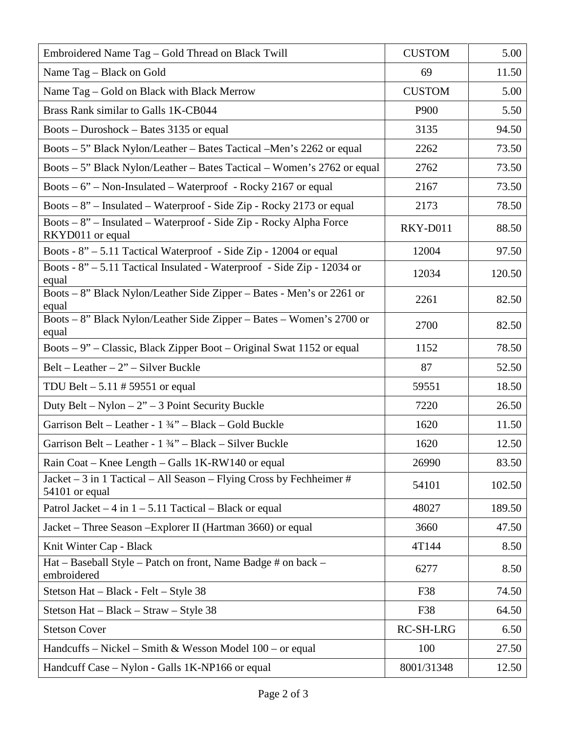| | | |
|---|---|---|
| Embroidered Name Tag – Gold Thread on Black Twill | CUSTOM | 5.00 |
| Name Tag – Black on Gold | 69 | 11.50 |
| Name Tag – Gold on Black with Black Merrow | CUSTOM | 5.00 |
| Brass Rank similar to Galls 1K-CB044 | P900 | 5.50 |
| Boots – Duroshock – Bates 3135 or equal | 3135 | 94.50 |
| Boots – 5” Black Nylon/Leather – Bates Tactical –Men’s 2262 or equal | 2262 | 73.50 |
| Boots – 5” Black Nylon/Leather – Bates Tactical – Women’s 2762 or equal | 2762 | 73.50 |
| Boots – 6” – Non-Insulated – Waterproof - Rocky 2167 or equal | 2167 | 73.50 |
| Boots – 8” – Insulated – Waterproof - Side Zip - Rocky 2173 or equal | 2173 | 78.50 |
| Boots – 8” – Insulated – Waterproof - Side Zip - Rocky Alpha Force RKYD011 or equal | RKY-D011 | 88.50 |
| Boots - 8” – 5.11 Tactical Waterproof - Side Zip - 12004 or equal | 12004 | 97.50 |
| Boots - 8” – 5.11 Tactical Insulated - Waterproof - Side Zip - 12034 or equal | 12034 | 120.50 |
| Boots – 8” Black Nylon/Leather Side Zipper – Bates - Men’s or 2261 or equal | 2261 | 82.50 |
| Boots – 8” Black Nylon/Leather Side Zipper – Bates – Women’s 2700 or equal | 2700 | 82.50 |
| Boots – 9” – Classic, Black Zipper Boot – Original Swat 1152 or equal | 1152 | 78.50 |
| Belt – Leather – 2” – Silver Buckle | 87 | 52.50 |
| TDU Belt – 5.11 # 59551 or equal | 59551 | 18.50 |
| Duty Belt – Nylon – 2” – 3 Point Security Buckle | 7220 | 26.50 |
| Garrison Belt – Leather - 1 ¾” – Black – Gold Buckle | 1620 | 11.50 |
| Garrison Belt – Leather - 1 ¾” – Black – Silver Buckle | 1620 | 12.50 |
| Rain Coat – Knee Length – Galls 1K-RW140 or equal | 26990 | 83.50 |
| Jacket – 3 in 1 Tactical – All Season – Flying Cross by Fechheimer # 54101 or equal | 54101 | 102.50 |
| Patrol Jacket – 4 in 1 – 5.11 Tactical – Black or equal | 48027 | 189.50 |
| Jacket – Three Season –Explorer II (Hartman 3660) or equal | 3660 | 47.50 |
| Knit Winter Cap - Black | 4T144 | 8.50 |
| Hat – Baseball Style – Patch on front, Name Badge # on back – embroidered | 6277 | 8.50 |
| Stetson Hat – Black - Felt – Style 38 | F38 | 74.50 |
| Stetson Hat – Black – Straw – Style 38 | F38 | 64.50 |
| Stetson Cover | RC-SH-LRG | 6.50 |
| Handcuffs – Nickel – Smith & Wesson Model 100 – or equal | 100 | 27.50 |
| Handcuff Case – Nylon - Galls 1K-NP166 or equal | 8001/31348 | 12.50 |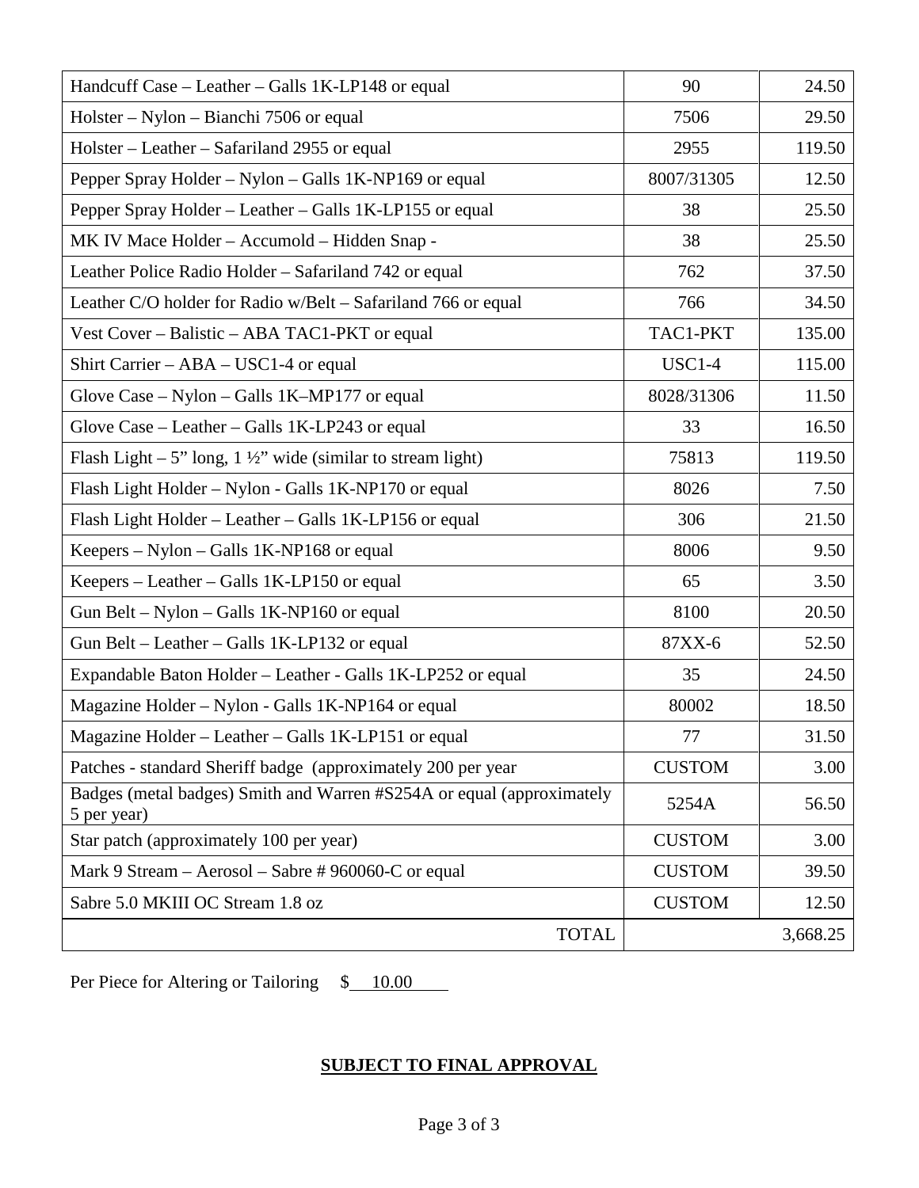| | | |
|---|---|---|
| Handcuff Case – Leather – Galls 1K-LP148 or equal | 90 | 24.50 |
| Holster – Nylon – Bianchi 7506 or equal | 7506 | 29.50 |
| Holster – Leather – Safariland 2955 or equal | 2955 | 119.50 |
| Pepper Spray Holder – Nylon – Galls 1K-NP169 or equal | 8007/31305 | 12.50 |
| Pepper Spray Holder – Leather – Galls 1K-LP155 or equal | 38 | 25.50 |
| MK IV Mace Holder – Accumold – Hidden Snap - | 38 | 25.50 |
| Leather Police Radio Holder – Safariland 742 or equal | 762 | 37.50 |
| Leather C/O holder for Radio w/Belt – Safariland 766 or equal | 766 | 34.50 |
| Vest Cover – Balistic – ABA TAC1-PKT or equal | TAC1-PKT | 135.00 |
| Shirt Carrier – ABA – USC1-4 or equal | USC1-4 | 115.00 |
| Glove Case – Nylon – Galls 1K–MP177 or equal | 8028/31306 | 11.50 |
| Glove Case – Leather – Galls 1K-LP243 or equal | 33 | 16.50 |
| Flash Light – 5" long, 1 ½" wide (similar to stream light) | 75813 | 119.50 |
| Flash Light Holder – Nylon - Galls 1K-NP170 or equal | 8026 | 7.50 |
| Flash Light Holder – Leather – Galls 1K-LP156 or equal | 306 | 21.50 |
| Keepers – Nylon – Galls 1K-NP168 or equal | 8006 | 9.50 |
| Keepers – Leather – Galls 1K-LP150 or equal | 65 | 3.50 |
| Gun Belt – Nylon – Galls 1K-NP160 or equal | 8100 | 20.50 |
| Gun Belt – Leather – Galls 1K-LP132 or equal | 87XX-6 | 52.50 |
| Expandable Baton Holder – Leather - Galls 1K-LP252 or equal | 35 | 24.50 |
| Magazine Holder – Nylon - Galls 1K-NP164 or equal | 80002 | 18.50 |
| Magazine Holder – Leather – Galls 1K-LP151 or equal | 77 | 31.50 |
| Patches - standard Sheriff badge (approximately 200 per year | CUSTOM | 3.00 |
| Badges (metal badges) Smith and Warren #S254A or equal (approximately 5 per year) | 5254A | 56.50 |
| Star patch (approximately 100 per year) | CUSTOM | 3.00 |
| Mark 9 Stream – Aerosol – Sabre # 960060-C or equal | CUSTOM | 39.50 |
| Sabre 5.0 MKIII OC Stream 1.8 oz | CUSTOM | 12.50 |
| TOTAL | | 3,668.25 |

Per Piece for Altering or Tailoring $ 10.00

**SUBJECT TO FINAL APPROVAL**